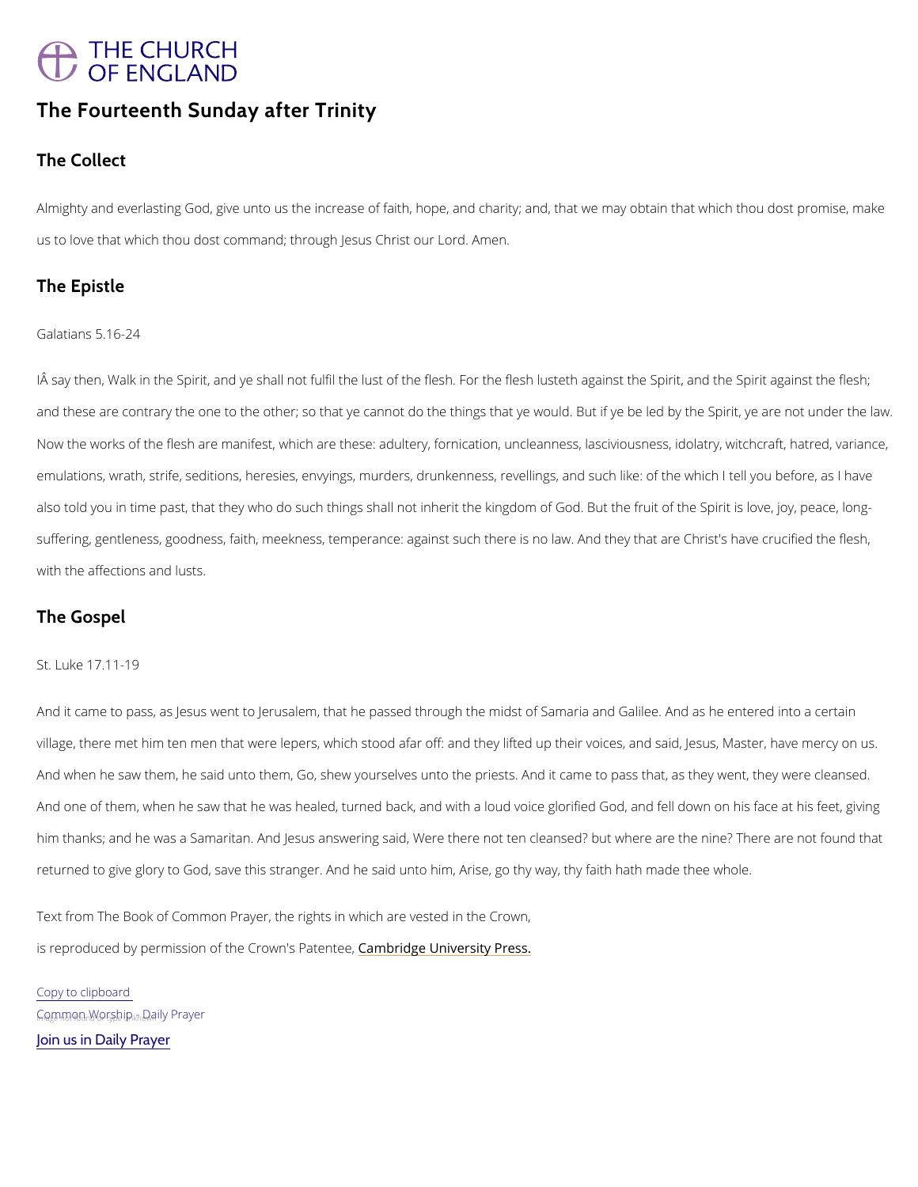THE CHURCH OF ENGLAND

# The Fourteenth Sunday after Trinity

## The Collect

Almighty and everlasting God, give unto us the increase of faith, hope, and charity; and, that we may obtain that which thou dost promise, make us to love that which thou dost command; through Jesus Christ our Lord. Amen.

## The Epistle

Galatians 5.16-24

IÂ say then, Walk in the Spirit, and ye shall not fulfil the lust of the flesh. For the flesh lusteth against the Spirit, and the Spirit against the flesh; and these are contrary the one to the other; so that ye cannot do the things that ye would. But if ye be led by the Spirit, ye are not under the law. Now the works of the flesh are manifest, which are these: adultery, fornication, uncleanness, lasciviousness, idolatry, witchcraft, hatred, variance, emulations, wrath, strife, seditions, heresies, envyings, murders, drunkenness, revellings, and such like: of the which I tell you before, as I have also told you in time past, that they who do such things shall not inherit the kingdom of God. But the fruit of the Spirit is love, joy, peace, long-suffering, gentleness, goodness, faith, meekness, temperance: against such there is no law. And they that are Christ's have crucified the flesh, with the affections and lusts.

## The Gospel

St. Luke 17.11-19

And it came to pass, as Jesus went to Jerusalem, that he passed through the midst of Samaria and Galilee. And as he entered into a certain village, there met him ten men that were lepers, which stood afar off: and they lifted up their voices, and said, Jesus, Master, have mercy on us. And when he saw them, he said unto them, Go, shew yourselves unto the priests. And it came to pass that, as they went, they were cleansed. And one of them, when he saw that he was healed, turned back, and with a loud voice glorified God, and fell down on his face at his feet, giving him thanks; and he was a Samaritan. And Jesus answering said, Were there not ten cleansed? but where are the nine? There are not found that returned to give glory to God, save this stranger. And he said unto him, Arise, go thy way, thy faith hath made thee whole.

Text from The Book of Common Prayer, the rights in which are vested in the Crown, is reproduced by permission of the Crown's Patentee, Cambridge University Press.

Copy to clipboard

Common Worship - Daily Prayer

Join us in Daily Prayer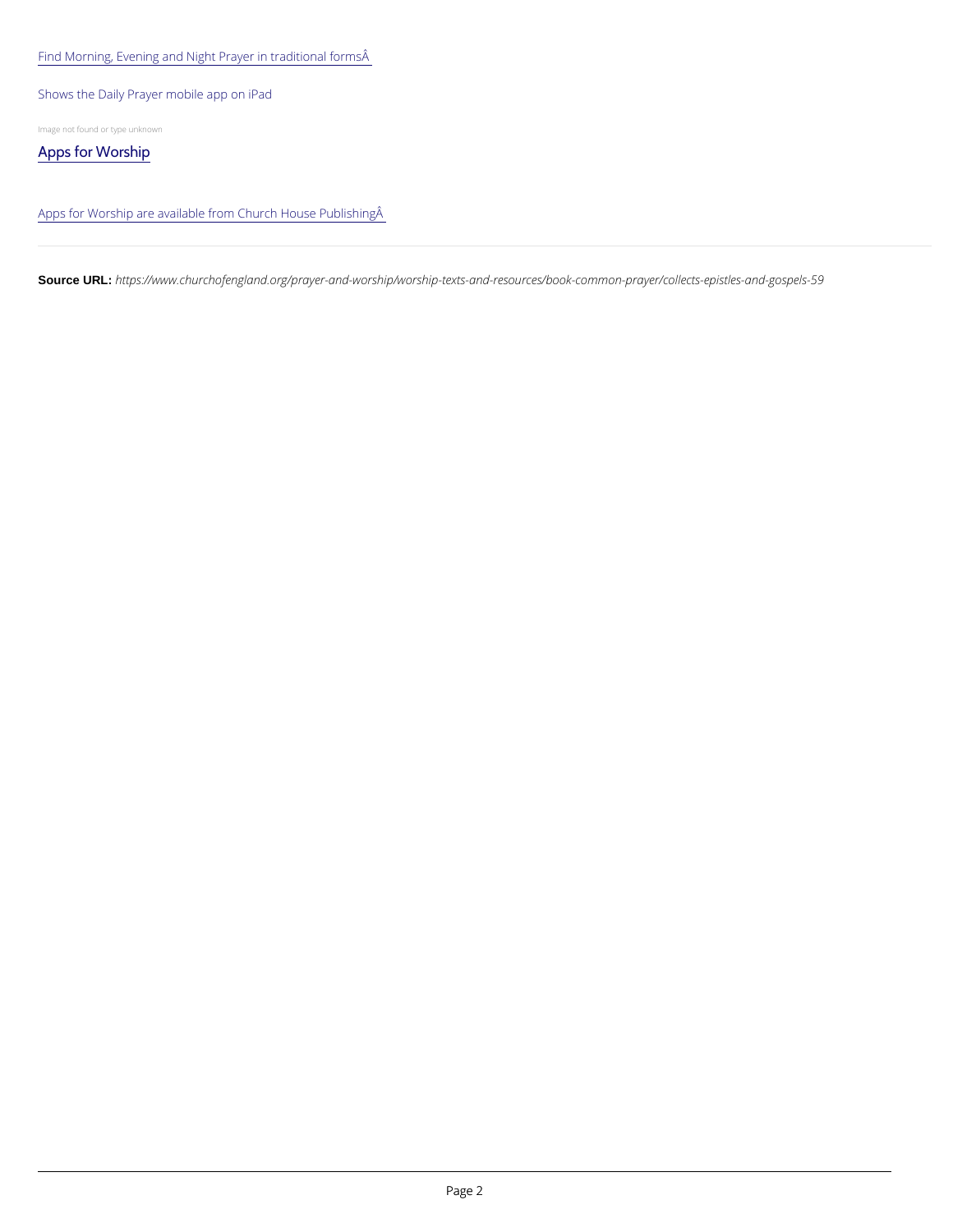Find Morning, Evening and Night Prayer in traditional formsÂ 

Shows the Daily Prayer mobile app on iPad

Image not found or type unknown

Apps for Worship

Apps for Worship are available from Church House PublishingÂ 

---

**Source URL:** *https://www.churchofengland.org/prayer-and-worship/worship-texts-and-resources/book-common-prayer/collects-epistles-and-gospels-59*